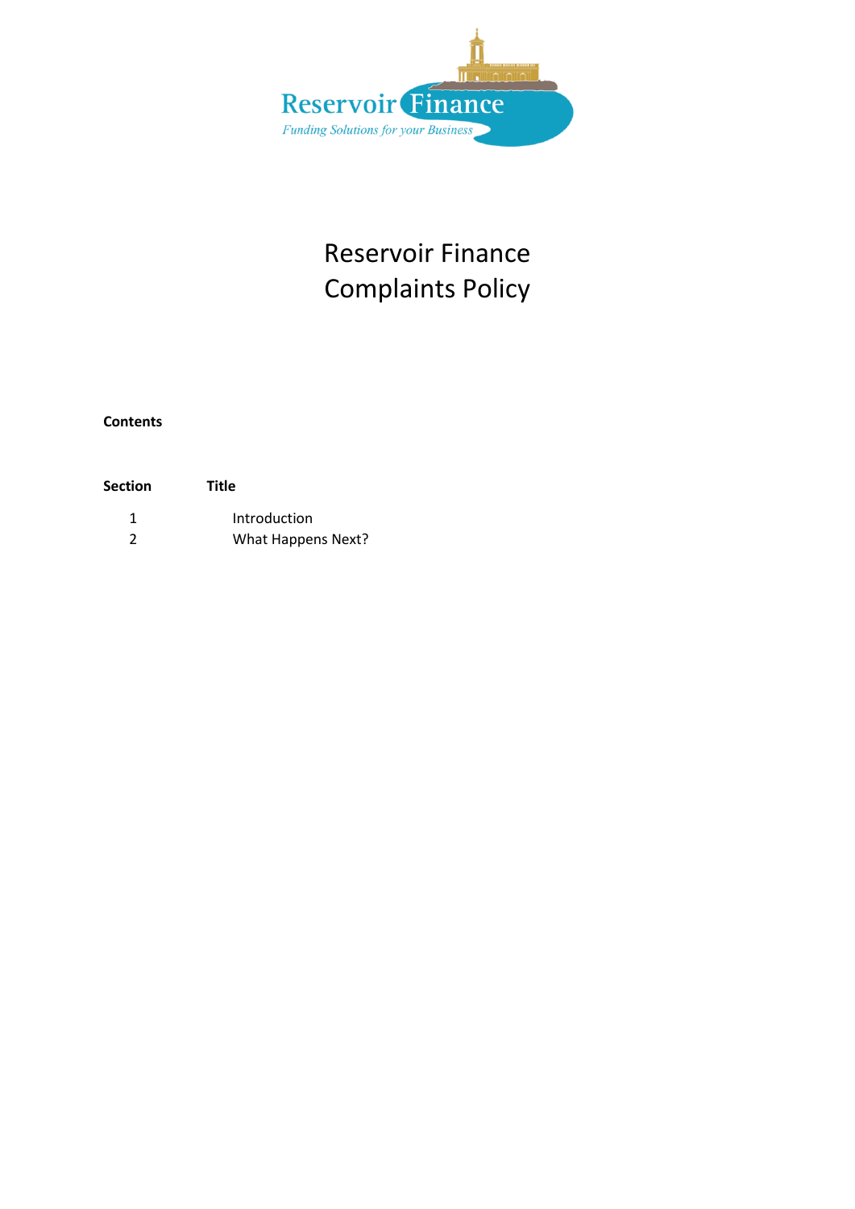Reservoir Finance

*Funding Solutions for your Business*

# Reservoir Finance Complaints Policy

**Contents**

| **Section** | **Title** |
|---|---|
| 1 | Introduction |
| 2 | What Happens Next? |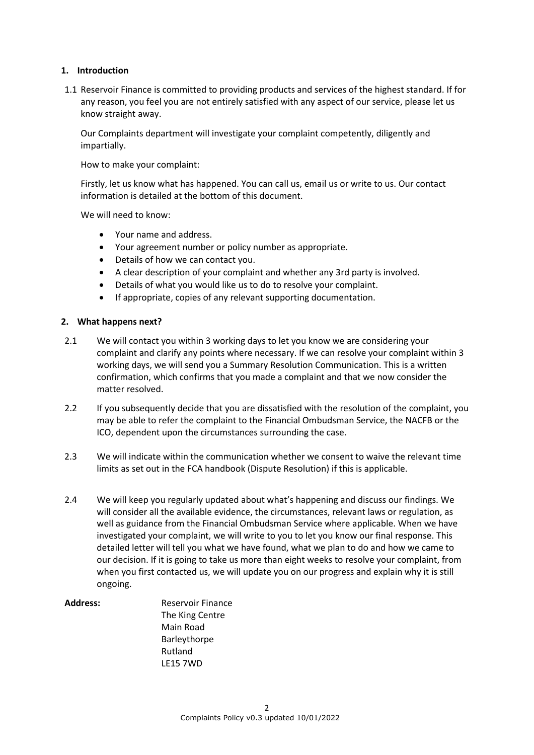## 1. Introduction

1.1 Reservoir Finance is committed to providing products and services of the highest standard. If for any reason, you feel you are not entirely satisfied with any aspect of our service, please let us know straight away.

Our Complaints department will investigate your complaint competently, diligently and impartially.

How to make your complaint:

Firstly, let us know what has happened. You can call us, email us or write to us. Our contact information is detailed at the bottom of this document.

We will need to know:

- Your name and address.
- Your agreement number or policy number as appropriate.
- Details of how we can contact you.
- A clear description of your complaint and whether any 3rd party is involved.
- Details of what you would like us to do to resolve your complaint.
- If appropriate, copies of any relevant supporting documentation.

## 2. What happens next?

2.1 We will contact you within 3 working days to let you know we are considering your complaint and clarify any points where necessary. If we can resolve your complaint within 3 working days, we will send you a Summary Resolution Communication. This is a written confirmation, which confirms that you made a complaint and that we now consider the matter resolved.

2.2 If you subsequently decide that you are dissatisfied with the resolution of the complaint, you may be able to refer the complaint to the Financial Ombudsman Service, the NACFB or the ICO, dependent upon the circumstances surrounding the case.

2.3 We will indicate within the communication whether we consent to waive the relevant time limits as set out in the FCA handbook (Dispute Resolution) if this is applicable.

2.4 We will keep you regularly updated about what's happening and discuss our findings. We will consider all the available evidence, the circumstances, relevant laws or regulation, as well as guidance from the Financial Ombudsman Service where applicable. When we have investigated your complaint, we will write to you to let you know our final response. This detailed letter will tell you what we have found, what we plan to do and how we came to our decision. If it is going to take us more than eight weeks to resolve your complaint, from when you first contacted us, we will update you on our progress and explain why it is still ongoing.

**Address:**

Reservoir Finance
The King Centre
Main Road
Barleythorpe
Rutland
LE15 7WD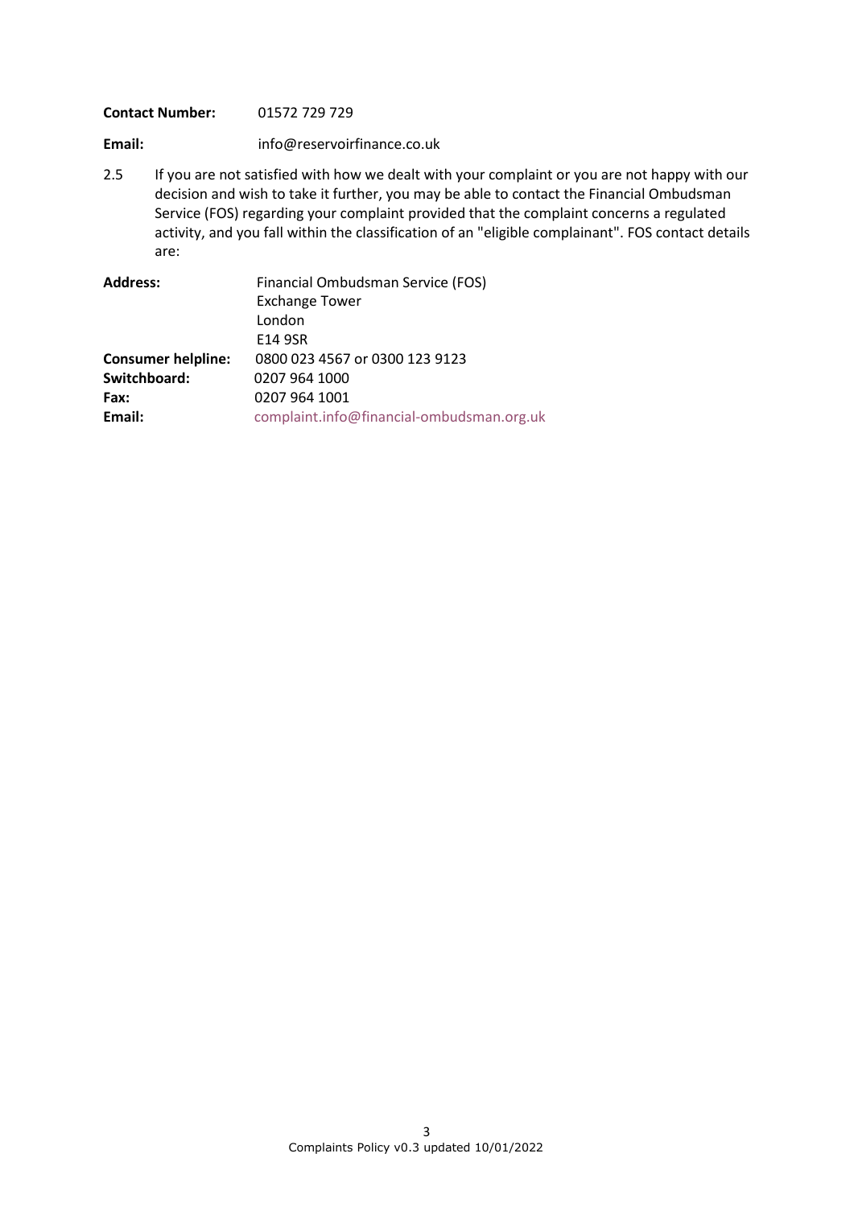**Contact Number:** 01572 729 729

**Email:** info@reservoirfinance.co.uk

2.5 If you are not satisfied with how we dealt with your complaint or you are not happy with our decision and wish to take it further, you may be able to contact the Financial Ombudsman Service (FOS) regarding your complaint provided that the complaint concerns a regulated activity, and you fall within the classification of an "eligible complainant". FOS contact details are:

**Address:** Financial Ombudsman Service (FOS)
Exchange Tower
London
E14 9SR

**Consumer helpline:** 0800 023 4567 or 0300 123 9123

**Switchboard:** 0207 964 1000

**Fax:** 0207 964 1001

**Email:** complaint.info@financial-ombudsman.org.uk

Complaints Policy v0.3 updated 10/01/2022